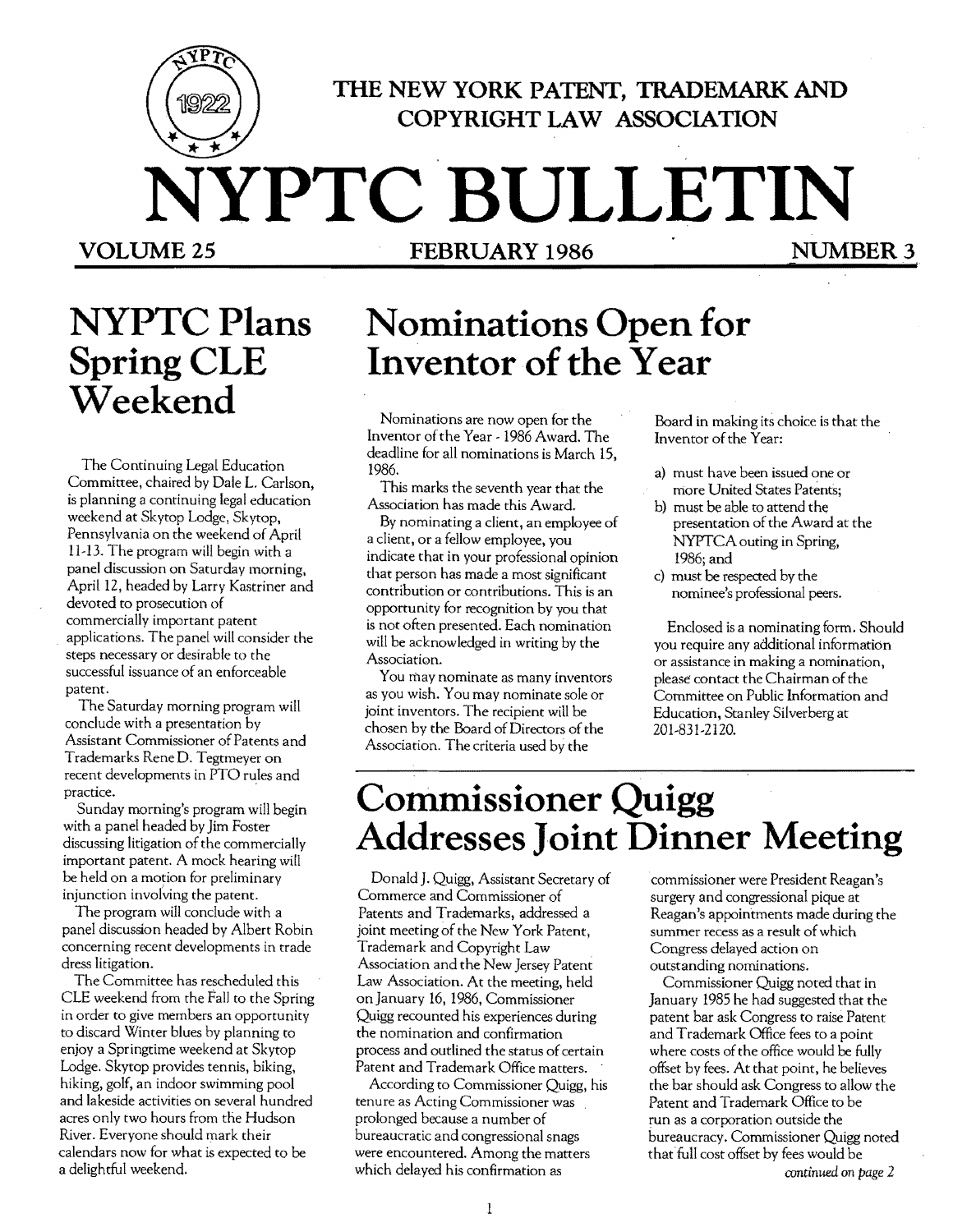THE NEW YORK PATENT, TRADEMARK AND COPYRIGHT LAW ASSOCIATION

# NYPTC BULLETIN

**VOLUME 25** **FEBRUARY 1986** **NUMBER 3**

## NYPTC Plans Spring CLE Weekend

The Continuing Legal Education Committee, chaired by Dale L. Carlson, is planning a continuing legal education weekend at Skytop Lodge, Skytop, Pennsylvania on the weekend of April 11-13. The program will begin with a panel discussion on Saturday morning, April 12, headed by Larry Kastriner and devoted to prosecution of commercially important patent applications. The panel will consider the steps necessary or desirable to the successful issuance of an enforceable patent.

The Saturday morning program will conclude with a presentation by Assistant Commissioner of Patents and Trademarks Rene D. Tegtmeyer on recent developments in PTO rules and practice.

Sunday morning's program will begin with a panel headed by Jim Foster discussing litigation of the commercially important patent. A mock hearing will be held on a motion for preliminary injunction involving the patent.

The program will conclude with a panel discussion headed by Albert Robin concerning recent developments in trade dress litigation.

The Committee has rescheduled this CLE weekend from the Fall to the Spring in order to give members an opportunity to discard Winter blues by planning to enjoy a Springtime weekend at Skytop Lodge. Skytop provides tennis, biking, hiking, golf, an indoor swimming pool and lakeside activities on several hundred acres only two hours from the Hudson River. Everyone should mark their calendars now for what is expected to be a delightful weekend.

## Nominations Open for Inventor of the Year

Nominations are now open for the Inventor of the Year - 1986 Award. The deadline for all nominations is March 15, 1986.

This marks the seventh year that the Association has made this Award.

By nominating a client, an employee of a client, or a fellow employee, you indicate that in your professional opinion that person has made a most significant contribution or contributions. This is an opportunity for recognition by you that is not often presented. Each nomination will be acknowledged in writing by the Association.

You may nominate as many inventors as you wish. You may nominate sole or joint inventors. The recipient will be chosen by the Board of Directors of the Association. The criteria used by the Board in making its choice is that the Inventor of the Year:

a) must have been issued one or more United States Patents;
b) must be able to attend the presentation of the Award at the NYPTCA outing in Spring, 1986; and
c) must be respected by the nominee's professional peers.

Enclosed is a nominating form. Should you require any additional information or assistance in making a nomination, please contact the Chairman of the Committee on Public Information and Education, Stanley Silverberg at 201-831-2120.

## Commissioner Quigg Addresses Joint Dinner Meeting

Donald J. Quigg, Assistant Secretary of Commerce and Commissioner of Patents and Trademarks, addressed a joint meeting of the New York Patent, Trademark and Copyright Law Association and the New Jersey Patent Law Association. At the meeting, held on January 16, 1986, Commissioner Quigg recounted his experiences during the nomination and confirmation process and outlined the status of certain Patent and Trademark Office matters.

According to Commissioner Quigg, his tenure as Acting Commissioner was prolonged because a number of bureaucratic and congressional snags were encountered. Among the matters which delayed his confirmation as commissioner were President Reagan's surgery and congressional pique at Reagan's appointments made during the summer recess as a result of which Congress delayed action on outstanding nominations.

Commissioner Quigg noted that in January 1985 he had suggested that the patent bar ask Congress to raise Patent and Trademark Office fees to a point where costs of the office would be fully offset by fees. At that point, he believes the bar should ask Congress to allow the Patent and Trademark Office to be run as a corporation outside the bureaucracy. Commissioner Quigg noted that full cost offset by fees would be

*continued on page 2*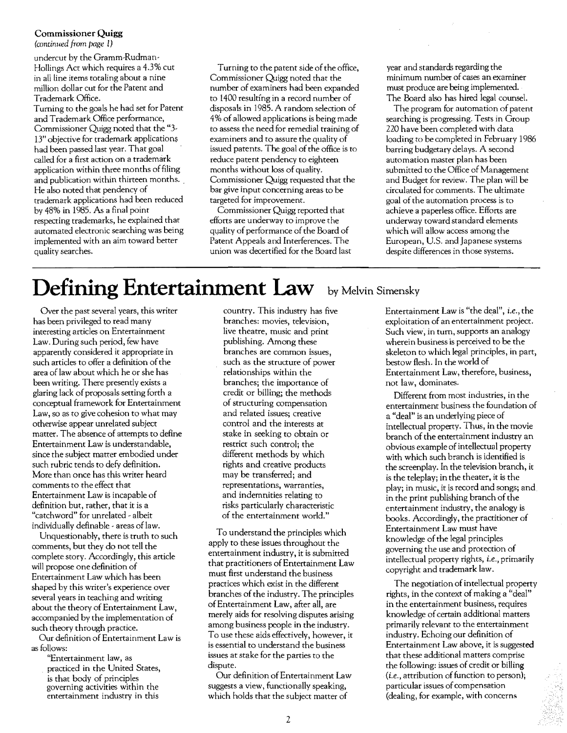**Commissioner Quigg**
*(continued from page 1)*

undercut by the Gramm-Rudman-Hollings Act which requires a 4.3% cut in all line items totaling about a nine million dollar cut for the Patent and Trademark Office.

Turning to the goals he had set for Patent and Trademark Office performance, Commissioner Quigg noted that the "3-13" objective for trademark applications had been passed last year. That goal called for a first action on a trademark application within three months of filing and publication within thirteen months. He also noted that pendency of trademark applications had been reduced by 48% in 1985. As a final point respecting trademarks, he explained that automated electronic searching was being implemented with an aim toward better quality searches.

Turning to the patent side of the office, Commissioner Quigg noted that the number of examiners had been expanded to 1400 resulting in a record number of disposals in 1985. A random selection of 4% of allowed applications is being made to assess the need for remedial training of examiners and to assure the quality of issued patents. The goal of the office is to reduce patent pendency to eighteen months without loss of quality. Commissioner Quigg requested that the bar give input concerning areas to be targeted for improvement.

Commissioner Quigg reported that efforts are underway to improve the quality of performance of the Board of Patent Appeals and Interferences. The union was decertified for the Board last year and standards regarding the minimum number of cases an examiner must produce are being implemented. The Board also has hired legal counsel.

The program for automation of patent searching is progressing. Tests in Group 220 have been completed with data loading to be completed in February 1986 barring budgetary delays. A second automation master plan has been submitted to the Office of Management and Budget for review. The plan will be circulated for comments. The ultimate goal of the automation process is to achieve a paperless office. Efforts are underway toward standard elements which will allow access among the European, U.S. and Japanese systems despite differences in those systems.

# Defining Entertainment Law

by Melvin Simensky

Over the past several years, this writer has been privileged to read many interesting articles on Entertainment Law. During such period, few have apparently considered it appropriate in such articles to offer a definition of the area of law about which he or she has been writing. There presently exists a glaring lack of proposals setting forth a conceptual framework for Entertainment Law, so as to give cohesion to what may otherwise appear unrelated subject matter. The absence of attempts to define Entertainment Law is understandable, since the subject matter embodied under such rubric tends to defy definition. More than once has this writer heard comments to the effect that Entertainment Law is incapable of definition but, rather, that it is a "catchword" for unrelated - albeit individually definable - areas of law.

Unquestionably, there is truth to such comments, but they do not tell the complete story. Accordingly, this article will propose one definition of Entertainment Law which has been shaped by this writer's experience over several years in teaching and writing about the theory of Entertainment Law, accompanied by the implementation of such theory through practice.

Our definition of Entertainment Law is as follows:

> "Entertainment law, as practiced in the United States, is that body of principles governing activities within the entertainment industry in this country. This industry has five branches: movies, television, live theatre, music and print publishing. Among these branches are common issues, such as the structure of power relationships within the branches; the importance of credit or billing; the methods of structuring compensation and related issues; creative control and the interests at stake in seeking to obtain or restrict such control; the different methods by which rights and creative products may be transferred; and representations, warranties, and indemnities relating to risks particularly characteristic of the entertainment world."

To understand the principles which apply to these issues throughout the entertainment industry, it is submitted that practitioners of Entertainment Law must first understand the business practices which exist in the different branches of the industry. The principles of Entertainment Law, after all, are merely aids for resolving disputes arising among business people in the industry. To use these aids effectively, however, it is essential to understand the business issues at stake for the parties to the dispute.

Our definition of Entertainment Law suggests a view, functionally speaking, which holds that the subject matter of Entertainment Law is "the deal", *i.e.*, the exploitation of an entertainment project. Such view, in turn, supports an analogy wherein business is perceived to be the skeleton to which legal principles, in part, bestow flesh. In the world of Entertainment Law, therefore, business, not law, dominates.

Different from most industries, in the entertainment business the foundation of a "deal" is an underlying piece of intellectual property. Thus, in the movie branch of the entertainment industry an obvious example of intellectual property with which such branch is identified is the screenplay. In the television branch, it is the teleplay; in the theater, it is the play; in music, it is record and songs; and in the print publishing branch of the entertainment industry, the analogy is books. Accordingly, the practitioner of Entertainment Law must have knowledge of the legal principles governing the use and protection of intellectual property rights, *i.e.*, primarily copyright and trademark law.

The negotiation of intellectual property rights, in the context of making a "deal" in the entertainment business, requires knowledge of certain additional matters primarily relevant to the entertainment industry. Echoing our definition of Entertainment Law above, it is suggested that these additional matters comprise the following: issues of credit or billing (*i.e.*, attribution of function to person); particular issues of compensation (dealing, for example, with concerns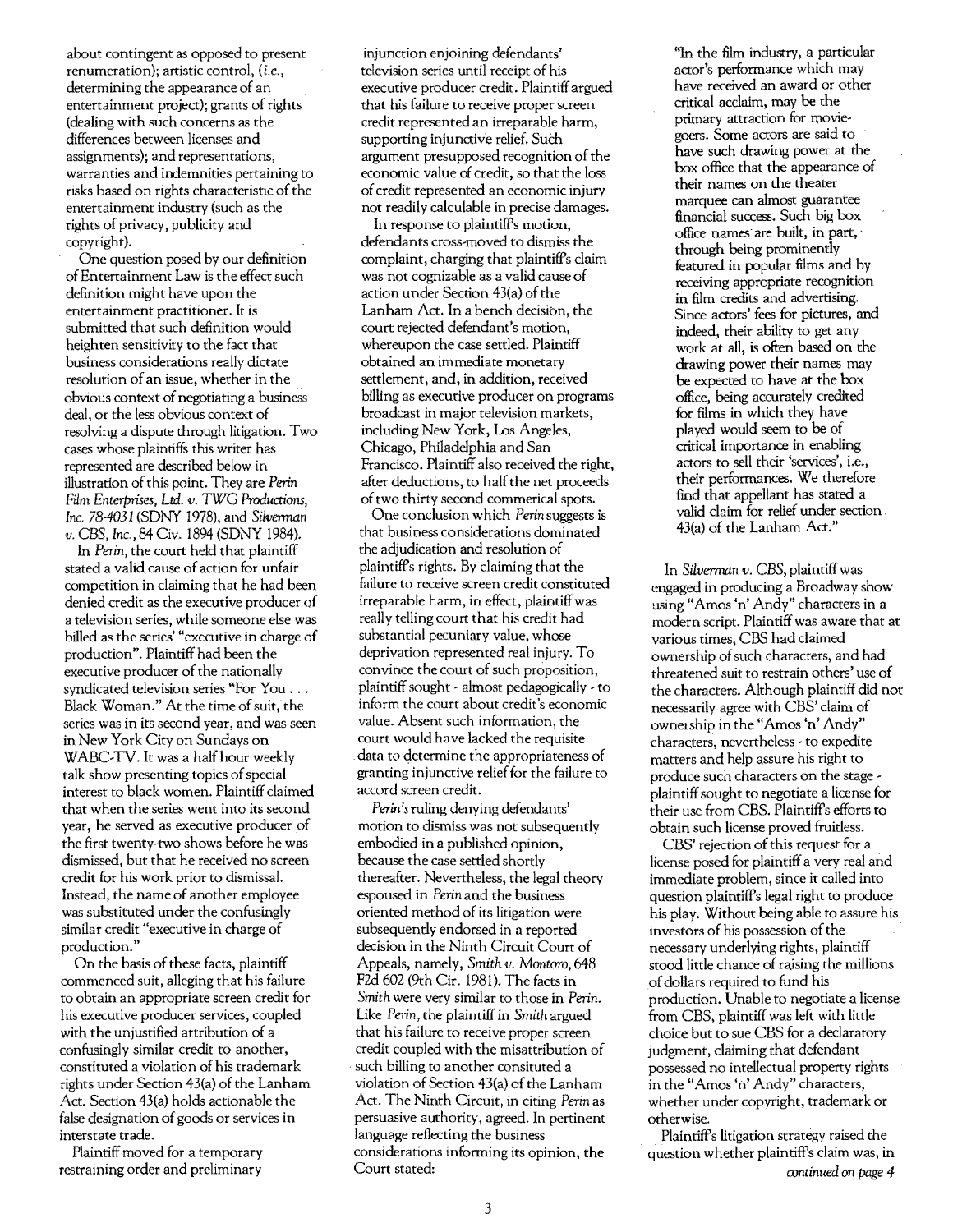about contingent as opposed to present renumeration); artistic control, (*i.e.*, determining the appearance of an entertainment project); grants of rights (dealing with such concerns as the differences between licenses and assignments); and representations, warranties and indemnities pertaining to risks based on rights characteristic of the entertainment industry (such as the rights of privacy, publicity and copyright).

One question posed by our definition of Entertainment Law is the effect such definition might have upon the entertainment practitioner. It is submitted that such definition would heighten sensitivity to the fact that business considerations really dictate resolution of an issue, whether in the obvious context of negotiating a business deal, or the less obvious context of resolving a dispute through litigation. Two cases whose plaintiffs this writer has represented are described below in illustration of this point. They are *Perin Film Enterprises, Ltd. v. TWG Productions, Inc.* 78-4031 (SDNY 1978), and *Silverman v. CBS, Inc.*, 84 Civ. 1894 (SDNY 1984).

In *Perin*, the court held that plaintiff stated a valid cause of action for unfair competition in claiming that he had been denied credit as the executive producer of a television series, while someone else was billed as the series' "executive in charge of production". Plaintiff had been the executive producer of the nationally syndicated television series "For You . . . Black Woman." At the time of suit, the series was in its second year, and was seen in New York City on Sundays on WABC-TV. It was a half hour weekly talk show presenting topics of special interest to black women. Plaintiff claimed that when the series went into its second year, he served as executive producer of the first twenty-two shows before he was dismissed, but that he received no screen credit for his work prior to dismissal. Instead, the name of another employee was substituted under the confusingly similar credit "executive in charge of production."

On the basis of these facts, plaintiff commenced suit, alleging that his failure to obtain an appropriate screen credit for his executive producer services, coupled with the unjustified attribution of a confusingly similar credit to another, constituted a violation of his trademark rights under Section 43(a) of the Lanham Act. Section 43(a) holds actionable the false designation of goods or services in interstate trade.

Plaintiff moved for a temporary restraining order and preliminary injunction enjoining defendants' television series until receipt of his executive producer credit. Plaintiff argued that his failure to receive proper screen credit represented an irreparable harm, supporting injunctive relief. Such argument presupposed recognition of the economic value of credit, so that the loss of credit represented an economic injury not readily calculable in precise damages.

In response to plaintiff's motion, defendants cross-moved to dismiss the complaint, charging that plaintiff's claim was not cognizable as a valid cause of action under Section 43(a) of the Lanham Act. In a bench decision, the court rejected defendant's motion, whereupon the case settled. Plaintiff obtained an immediate monetary settlement, and, in addition, received billing as executive producer on programs broadcast in major television markets, including New York, Los Angeles, Chicago, Philadelphia and San Francisco. Plaintiff also received the right, after deductions, to half the net proceeds of two thirty second commerical spots.

One conclusion which *Perin* suggests is that business considerations dominated the adjudication and resolution of plaintiff's rights. By claiming that the failure to receive screen credit constituted irreparable harm, in effect, plaintiff was really telling court that his credit had substantial pecuniary value, whose deprivation represented real injury. To convince the court of such proposition, plaintiff sought - almost pedagogically - to inform the court about credit's economic value. Absent such information, the court would have lacked the requisite data to determine the appropriateness of granting injunctive relief for the failure to accord screen credit.

*Perin's* ruling denying defendants' motion to dismiss was not subsequently embodied in a published opinion, because the case settled shortly thereafter. Nevertheless, the legal theory espoused in *Perin* and the business oriented method of its litigation were subsequently endorsed in a reported decision in the Ninth Circuit Court of Appeals, namely, *Smith v. Montoro*, 648 F2d 602 (9th Cir. 1981). The facts in *Smith* were very similar to those in *Perin*. Like *Perin*, the plaintiff in *Smith* argued that his failure to receive proper screen credit coupled with the misattribution of such billing to another consituted a violation of Section 43(a) of the Lanham Act. The Ninth Circuit, in citing *Perin* as persuasive authority, agreed. In pertinent language reflecting the business considerations informing its opinion, the Court stated:

"In the film industry, a particular actor's performance which may have received an award or other critical acclaim, may be the primary attraction for movie-goers. Some actors are said to have such drawing power at the box office that the appearance of their names on the theater marquee can almost guarantee financial success. Such big box office names are built, in part, through being prominently featured in popular films and by receiving appropriate recognition in film credits and advertising. Since actors' fees for pictures, and indeed, their ability to get any work at all, is often based on the drawing power their names may be expected to have at the box office, being accurately credited for films in which they have played would seem to be of critical importance in enabling actors to sell their 'services', i.e., their performances. We therefore find that appellant has stated a valid claim for relief under section 43(a) of the Lanham Act."

In *Silverman v. CBS*, plaintiff was engaged in producing a Broadway show using "Amos 'n' Andy" characters in a modern script. Plaintiff was aware that at various times, CBS had claimed ownership of such characters, and had threatened suit to restrain others' use of the characters. Although plaintiff did not necessarily agree with CBS' claim of ownership in the "Amos 'n' Andy" characters, nevertheless - to expedite matters and help assure his right to produce such characters on the stage - plaintiff sought to negotiate a license for their use from CBS. Plaintiff's efforts to obtain such license proved fruitless.

CBS' rejection of this request for a license posed for plaintiff a very real and immediate problem, since it called into question plaintiff's legal right to produce his play. Without being able to assure his investors of his possession of the necessary underlying rights, plaintiff stood little chance of raising the millions of dollars required to fund his production. Unable to negotiate a license from CBS, plaintiff was left with little choice but to sue CBS for a declaratory judgment, claiming that defendant possessed no intellectual property rights in the "Amos 'n' Andy" characters, whether under copyright, trademark or otherwise.

Plaintiff's litigation strategy raised the question whether plaintiff's claim was, in

*continued on page 4*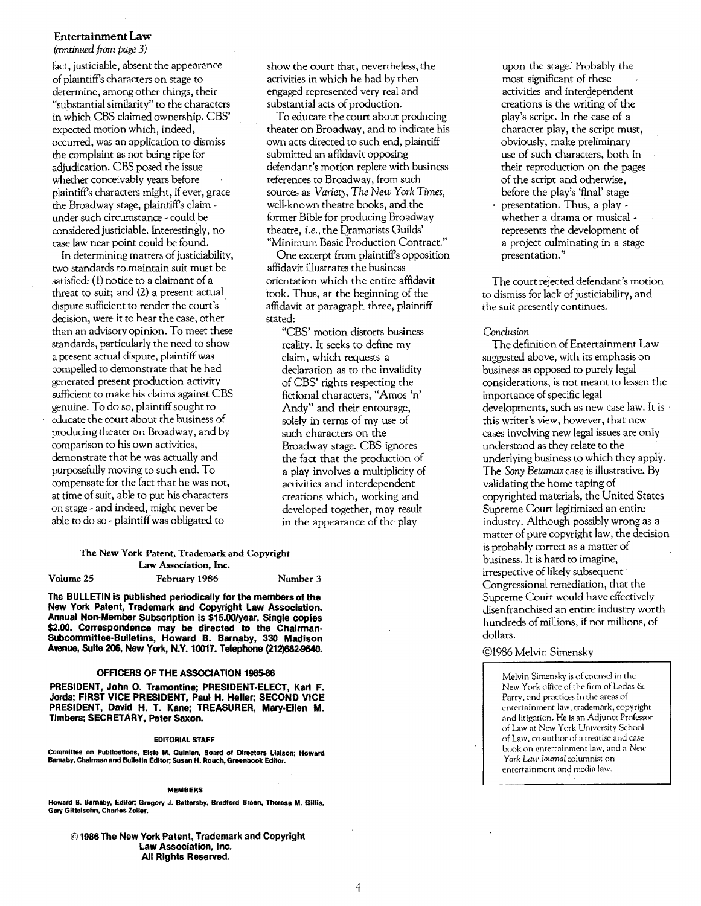## Entertainment Law

*(continued from page 3)*

fact, justiciable, absent the appearance of plaintiff's characters on stage to determine, among other things, their "substantial similarity" to the characters in which CBS claimed ownership. CBS' expected motion which, indeed, occurred, was an application to dismiss the complaint as not being ripe for adjudication. CBS posed the issue whether conceivably years before plaintiff's characters might, if ever, grace the Broadway stage, plaintiff's claim - under such circumstance - could be considered justiciable. Interestingly, no case law near point could be found.

In determining matters of justiciability, two standards to maintain suit must be satisfied: (1) notice to a claimant of a threat to suit; and (2) a present actual dispute sufficient to render the court's decision, were it to hear the case, other than an advisory opinion. To meet these standards, particularly the need to show a present actual dispute, plaintiff was compelled to demonstrate that he had generated present production activity sufficient to make his claims against CBS genuine. To do so, plaintiff sought to educate the court about the business of producing theater on Broadway, and by comparison to his own activities, demonstrate that he was actually and purposefully moving to such end. To compensate for the fact that he was not, at time of suit, able to put his characters on stage - and indeed, might never be able to do so - plaintiff was obligated to show the court that, nevertheless, the activities in which he had by then engaged represented very real and substantial acts of production.

To educate the court about producing theater on Broadway, and to indicate his own acts directed to such end, plaintiff submitted an affidavit opposing defendant's motion replete with business references to Broadway, from such sources as *Variety*, *The New York Times*, well-known theatre books, and the former Bible for producing Broadway theatre, *i.e.*, the Dramatists Guilds' "Minimum Basic Production Contract."

One excerpt from plaintiff's opposition affidavit illustrates the business orientation which the entire affidavit took. Thus, at the beginning of the affidavit at paragraph three, plaintiff stated:

> "CBS' motion distorts business reality. It seeks to define my claim, which requests a declaration as to the invalidity of CBS' rights respecting the fictional characters, "Amos 'n' Andy" and their entourage, solely in terms of my use of such characters on the Broadway stage. CBS ignores the fact that the production of a play involves a multiplicity of activities and interdependent creations which, working and developed together, may result in the appearance of the play upon the stage. Probably the most significant of these activities and interdependent creations is the writing of the play's script. In the case of a character play, the script must, obviously, make preliminary use of such characters, both in their reproduction on the pages of the script and otherwise, before the play's 'final' stage presentation. Thus, a play - whether a drama or musical - represents the development of a project culminating in a stage presentation."

The court rejected defendant's motion to dismiss for lack of justiciability, and the suit presently continues.

*Conclusion*

The definition of Entertainment Law suggested above, with its emphasis on business as opposed to purely legal considerations, is not meant to lessen the importance of specific legal developments, such as new case law. It is this writer's view, however, that new cases involving new legal issues are only understood as they relate to the underlying business to which they apply. The *Sony Betamax* case is illustrative. By validating the home taping of copyrighted materials, the United States Supreme Court legitimized an entire industry. Although possibly wrong as a matter of pure copyright law, the decision is probably correct as a matter of business. It is hard to imagine, irrespective of likely subsequent Congressional remediation, that the Supreme Court would have effectively disenfranchised an entire industry worth hundreds of millions, if not millions, of dollars.

©1986 Melvin Simensky

Melvin Simensky is of counsel in the New York office of the firm of Ladas & Parry, and practices in the areas of entertainment law, trademark, copyright and litigation. He is an Adjunct Professor of Law at New York University School of Law, co-author of a treatise and case book on entertainment law, and a *New York Law Journal* columnist on entertainment and media law.

---

**The New York Patent, Trademark and Copyright Law Association, Inc.**

Volume 25 February 1986 Number 3

**The BULLETIN is published periodically for the members of the New York Patent, Trademark and Copyright Law Association. Annual Non-Member Subscription is $15.00/year. Single copies $2.00. Correspondence may be directed to the Chairman-Subcommittee-Bulletins, Howard B. Barnaby, 330 Madison Avenue, Suite 206, New York, N.Y. 10017. Telephone (212)682-9640.**

**OFFICERS OF THE ASSOCIATION 1985-86**

**PRESIDENT, John O. Tramontine; PRESIDENT-ELECT, Karl F. Jorda; FIRST VICE PRESIDENT, Paul H. Heller; SECOND VICE PRESIDENT, David H. T. Kane; TREASURER, Mary-Ellen M. Timbers; SECRETARY, Peter Saxon.**

**EDITORIAL STAFF**

**Committee on Publications, Elsie M. Quinlan, Board of Directors Liaison; Howard Barnaby, Chairman and Bulletin Editor; Susan H. Rouch, Greenbook Editor.**

**MEMBERS**

**Howard B. Barnaby, Editor; Gregory J. Battersby, Bradford Breen, Theresa M. Gillis, Gary Gittelsohn, Charles Zeller.**

**© 1986 The New York Patent, Trademark and Copyright Law Association, Inc. All Rights Reserved.**